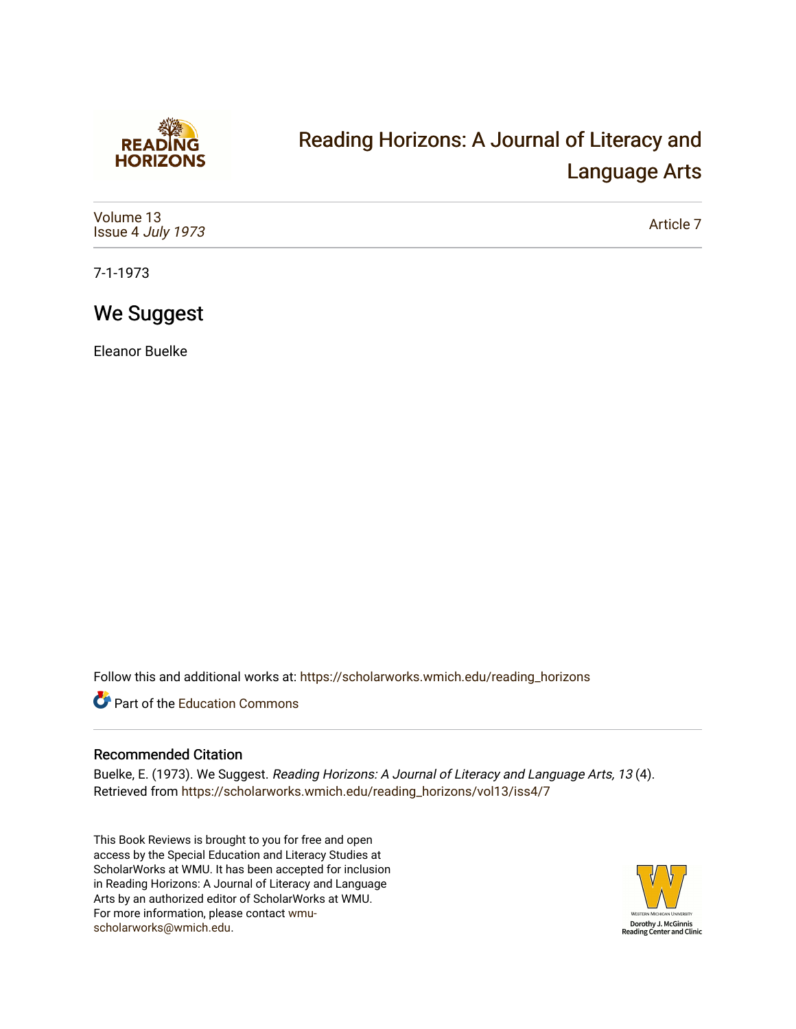Reading Horizons: A Journal of Literacy and Language Arts

Volume 13
Issue 4 *July 1973*

Article 7

7-1-1973

# We Suggest

Eleanor Buelke

Follow this and additional works at: https://scholarworks.wmich.edu/reading_horizons

Part of the Education Commons

## Recommended Citation

Buelke, E. (1973). We Suggest. *Reading Horizons: A Journal of Literacy and Language Arts, 13* (4). Retrieved from https://scholarworks.wmich.edu/reading_horizons/vol13/iss4/7

This Book Reviews is brought to you for free and open access by the Special Education and Literacy Studies at ScholarWorks at WMU. It has been accepted for inclusion in Reading Horizons: A Journal of Literacy and Language Arts by an authorized editor of ScholarWorks at WMU. For more information, please contact wmu-scholarworks@wmich.edu.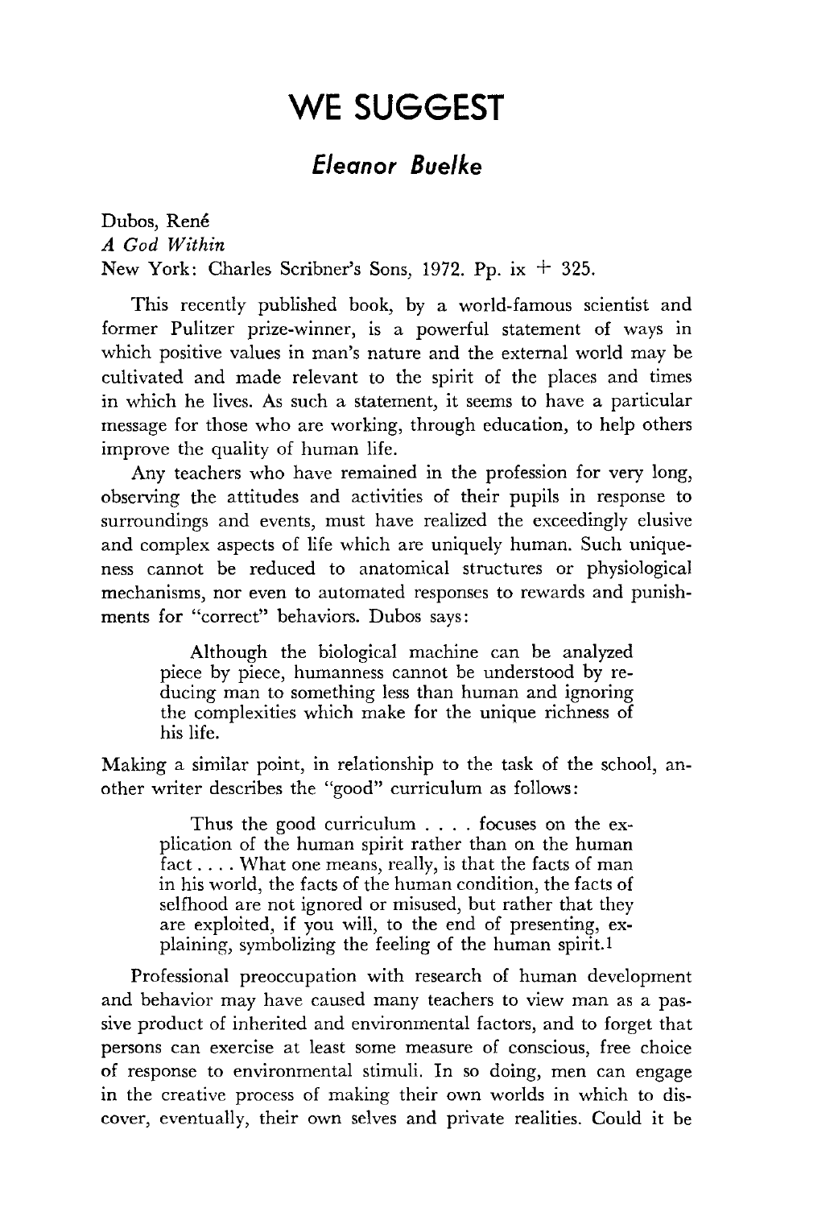# WE SUGGEST

## *Eleanor Buelke*

Dubos, René  
*A God Within*  
New York: Charles Scribner's Sons, 1972. Pp. ix + 325.

This recently published book, by a world-famous scientist and former Pulitzer prize-winner, is a powerful statement of ways in which positive values in man's nature and the external world may be cultivated and made relevant to the spirit of the places and times in which he lives. As such a statement, it seems to have a particular message for those who are working, through education, to help others improve the quality of human life.

Any teachers who have remained in the profession for very long, observing the attitudes and activities of their pupils in response to surroundings and events, must have realized the exceedingly elusive and complex aspects of life which are uniquely human. Such uniqueness cannot be reduced to anatomical structures or physiological mechanisms, nor even to automated responses to rewards and punishments for "correct" behaviors. Dubos says:

> Although the biological machine can be analyzed piece by piece, humanness cannot be understood by reducing man to something less than human and ignoring the complexities which make for the unique richness of his life.

Making a similar point, in relationship to the task of the school, another writer describes the "good" curriculum as follows:

> Thus the good curriculum . . . . focuses on the explication of the human spirit rather than on the human fact . . . . What one means, really, is that the facts of man in his world, the facts of the human condition, the facts of selfhood are not ignored or misused, but rather that they are exploited, if you will, to the end of presenting, explaining, symbolizing the feeling of the human spirit.[1]

Professional preoccupation with research of human development and behavior may have caused many teachers to view man as a passive product of inherited and environmental factors, and to forget that persons can exercise at least some measure of conscious, free choice of response to environmental stimuli. In so doing, men can engage in the creative process of making their own worlds in which to discover, eventually, their own selves and private realities. Could it be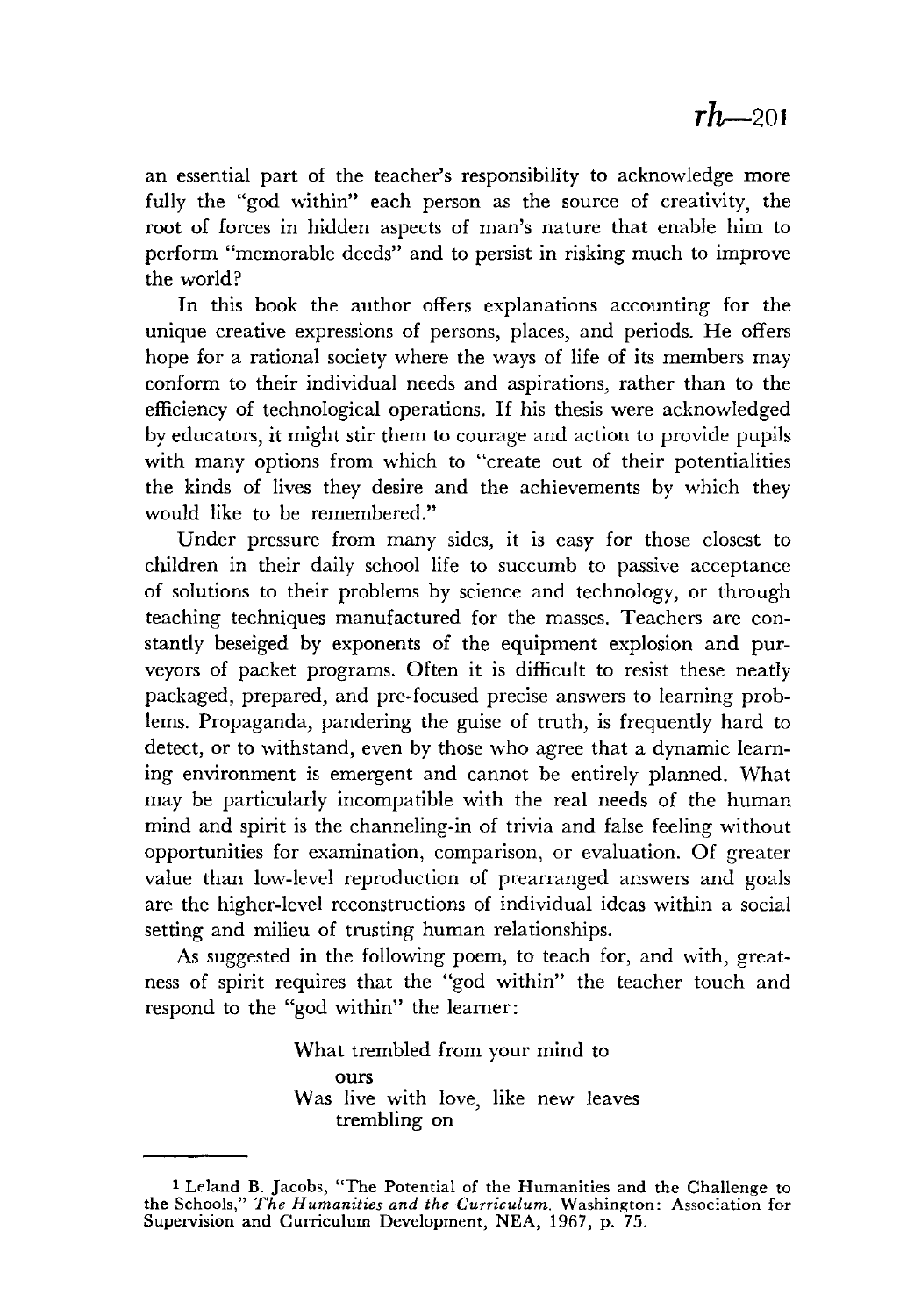an essential part of the teacher's responsibility to acknowledge more fully the "god within" each person as the source of creativity, the root of forces in hidden aspects of man's nature that enable him to perform "memorable deeds" and to persist in risking much to improve the world?

In this book the author offers explanations accounting for the unique creative expressions of persons, places, and periods. He offers hope for a rational society where the ways of life of its members may conform to their individual needs and aspirations, rather than to the efficiency of technological operations. If his thesis were acknowledged by educators, it might stir them to courage and action to provide pupils with many options from which to "create out of their potentialities the kinds of lives they desire and the achievements by which they would like to be remembered."

Under pressure from many sides, it is easy for those closest to children in their daily school life to succumb to passive acceptance of solutions to their problems by science and technology, or through teaching techniques manufactured for the masses. Teachers are constantly beseiged by exponents of the equipment explosion and purveyors of packet programs. Often it is difficult to resist these neatly packaged, prepared, and pre-focused precise answers to learning problems. Propaganda, pandering the guise of truth, is frequently hard to detect, or to withstand, even by those who agree that a dynamic learning environment is emergent and cannot be entirely planned. What may be particularly incompatible with the real needs of the human mind and spirit is the channeling-in of trivia and false feeling without opportunities for examination, comparison, or evaluation. Of greater value than low-level reproduction of prearranged answers and goals are the higher-level reconstructions of individual ideas within a social setting and milieu of trusting human relationships.

As suggested in the following poem, to teach for, and with, greatness of spirit requires that the "god within" the teacher touch and respond to the "god within" the learner:

> What trembled from your mind to
> ours
> Was live with love, like new leaves
> trembling on

---

[1] Leland B. Jacobs, "The Potential of the Humanities and the Challenge to the Schools," *The Humanities and the Curriculum.* Washington: Association for Supervision and Curriculum Development, NEA, 1967, p. 75.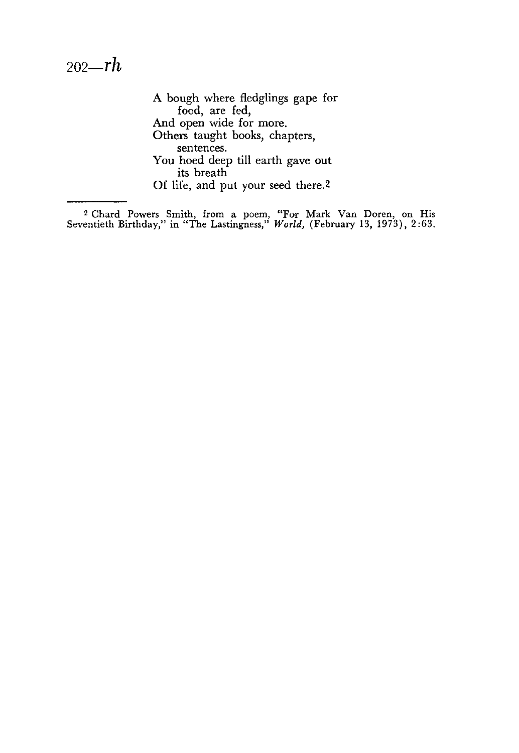A bough where fledglings gape for
    food, are fed,
And open wide for more.
Others taught books, chapters,
    sentences.
You hoed deep till earth gave out
    its breath
Of life, and put your seed there.[2]

---

[2] Chard Powers Smith, from a poem, "For Mark Van Doren, on His Seventieth Birthday," in "The Lastingness," *World*, (February 13, 1973), 2:63.